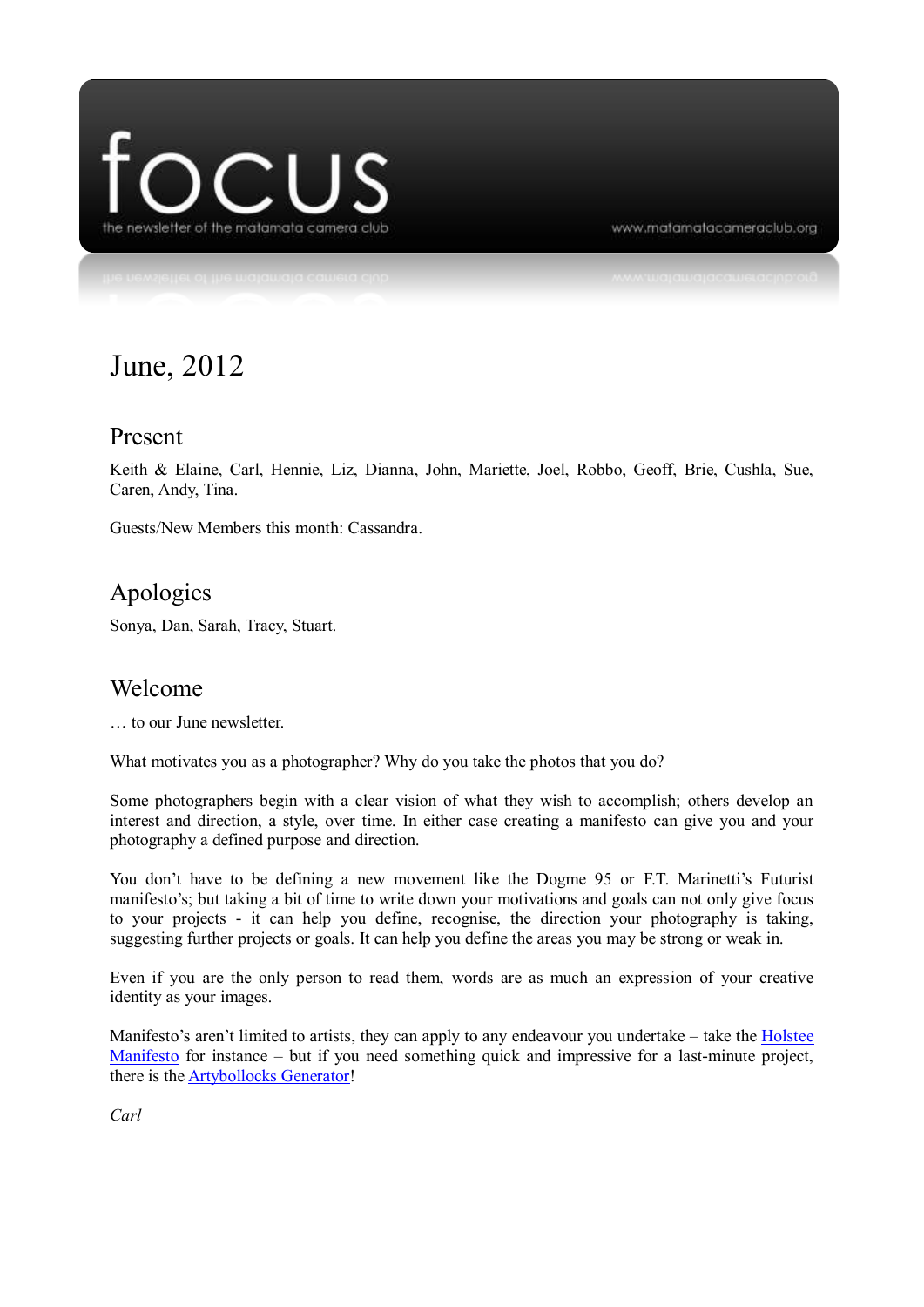# focus

the newsletter of the matamata camera club

www.matamatacameraclub.org

## June, 2012

### Present

Keith & Elaine, Carl, Hennie, Liz, Dianna, John, Mariette, Joel, Robbo, Geoff, Brie, Cushla, Sue, Caren, Andy, Tina.

Guests/New Members this month: Cassandra.

### Apologies

Sonya, Dan, Sarah, Tracy, Stuart.

### Welcome

… to our June newsletter.

What motivates you as a photographer? Why do you take the photos that you do?

Some photographers begin with a clear vision of what they wish to accomplish; others develop an interest and direction, a style, over time. In either case creating a manifesto can give you and your photography a defined purpose and direction.

You don't have to be defining a new movement like the Dogme 95 or F.T. Marinetti's Futurist manifesto's; but taking a bit of time to write down your motivations and goals can not only give focus to your projects - it can help you define, recognise, the direction your photography is taking, suggesting further projects or goals. It can help you define the areas you may be strong or weak in.

Even if you are the only person to read them, words are as much an expression of your creative identity as your images.

Manifesto's aren't limited to artists, they can apply to any endeavour you undertake – take the Holstee Manifesto for instance – but if you need something quick and impressive for a last-minute project, there is the Artybollocks Generator!

*Carl*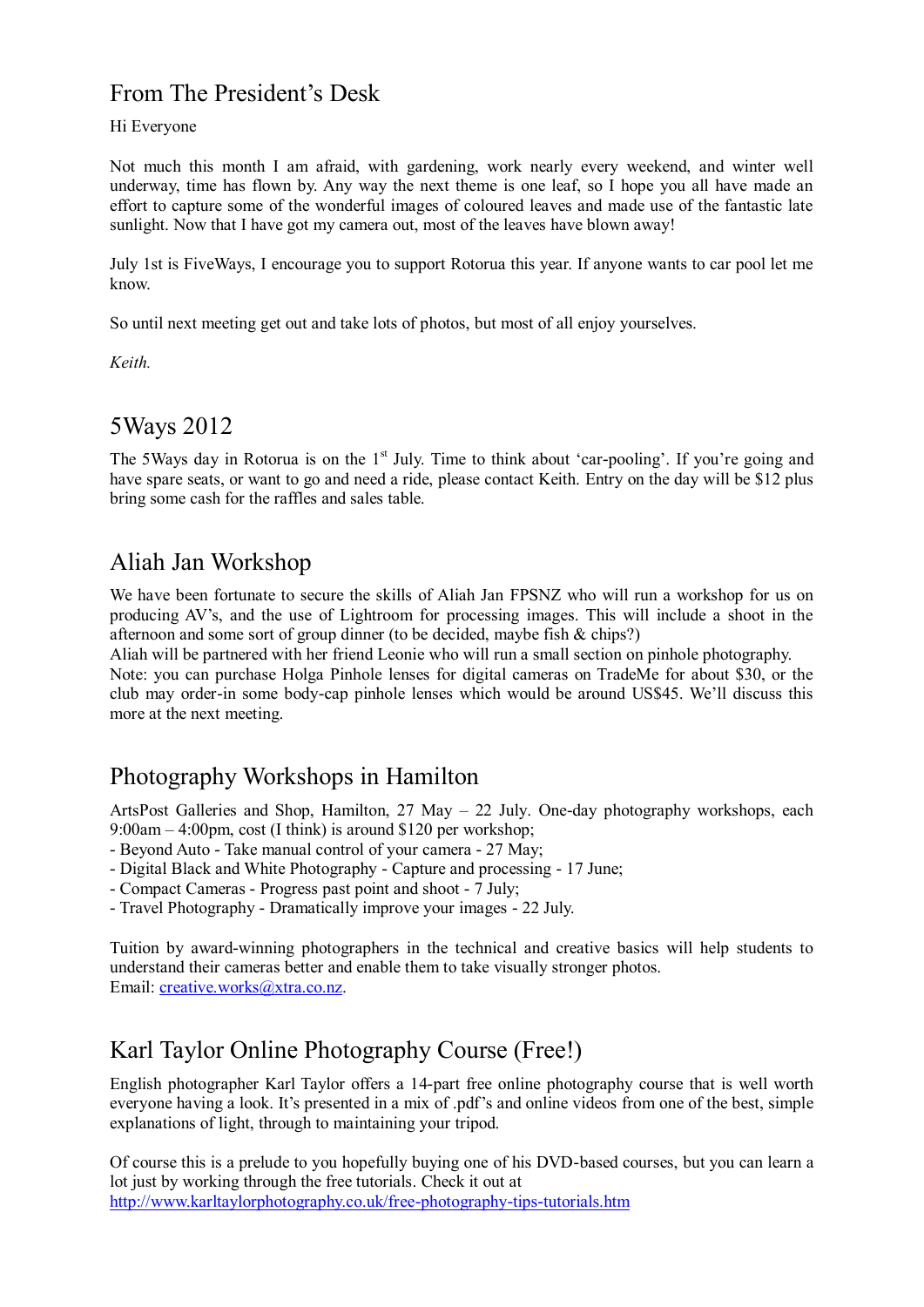## From The President's Desk

Hi Everyone

Not much this month I am afraid, with gardening, work nearly every weekend, and winter well underway, time has flown by. Any way the next theme is one leaf, so I hope you all have made an effort to capture some of the wonderful images of coloured leaves and made use of the fantastic late sunlight. Now that I have got my camera out, most of the leaves have blown away!

July 1st is FiveWays, I encourage you to support Rotorua this year. If anyone wants to car pool let me know.

So until next meeting get out and take lots of photos, but most of all enjoy yourselves.

*Keith.*

## 5Ways 2012

The 5Ways day in Rotorua is on the 1st July. Time to think about 'car-pooling'. If you're going and have spare seats, or want to go and need a ride, please contact Keith. Entry on the day will be $12 plus bring some cash for the raffles and sales table.

## Aliah Jan Workshop

We have been fortunate to secure the skills of Aliah Jan FPSNZ who will run a workshop for us on producing AV's, and the use of Lightroom for processing images. This will include a shoot in the afternoon and some sort of group dinner (to be decided, maybe fish & chips?)
Aliah will be partnered with her friend Leonie who will run a small section on pinhole photography.
Note: you can purchase Holga Pinhole lenses for digital cameras on TradeMe for about $30, or the club may order-in some body-cap pinhole lenses which would be around US$45. We'll discuss this more at the next meeting.

## Photography Workshops in Hamilton

ArtsPost Galleries and Shop, Hamilton, 27 May – 22 July. One-day photography workshops, each 9:00am – 4:00pm, cost (I think) is around $120 per workshop;
- Beyond Auto - Take manual control of your camera - 27 May;
- Digital Black and White Photography - Capture and processing - 17 June;
- Compact Cameras - Progress past point and shoot - 7 July;
- Travel Photography - Dramatically improve your images - 22 July.

Tuition by award-winning photographers in the technical and creative basics will help students to understand their cameras better and enable them to take visually stronger photos.
Email: creative.works@xtra.co.nz.

## Karl Taylor Online Photography Course (Free!)

English photographer Karl Taylor offers a 14-part free online photography course that is well worth everyone having a look. It's presented in a mix of .pdf's and online videos from one of the best, simple explanations of light, through to maintaining your tripod.

Of course this is a prelude to you hopefully buying one of his DVD-based courses, but you can learn a lot just by working through the free tutorials. Check it out at
http://www.karltaylorphotography.co.uk/free-photography-tips-tutorials.htm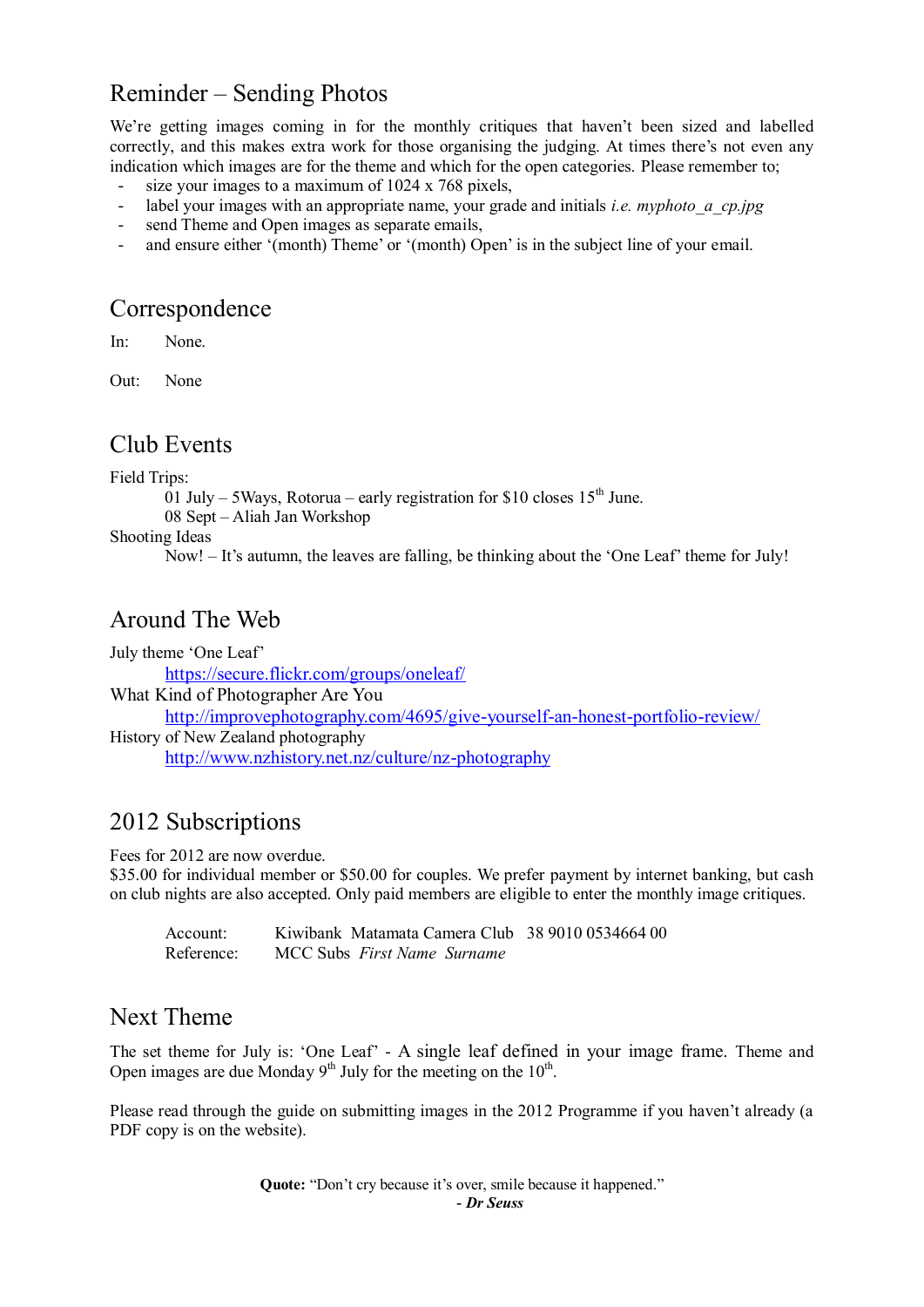## Reminder – Sending Photos

We're getting images coming in for the monthly critiques that haven't been sized and labelled correctly, and this makes extra work for those organising the judging. At times there's not even any indication which images are for the theme and which for the open categories. Please remember to;

- size your images to a maximum of 1024 x 768 pixels,
- label your images with an appropriate name, your grade and initials *i.e. myphoto_a_cp.jpg*
- send Theme and Open images as separate emails,
- and ensure either '(month) Theme' or '(month) Open' is in the subject line of your email.

## Correspondence

In: None.

Out: None

## Club Events

Field Trips:

01 July – 5Ways, Rotorua – early registration for $10 closes 15th June.
08 Sept – Aliah Jan Workshop

Shooting Ideas

Now! – It's autumn, the leaves are falling, be thinking about the 'One Leaf' theme for July!

## Around The Web

July theme 'One Leaf'

https://secure.flickr.com/groups/oneleaf/

What Kind of Photographer Are You

http://improvephotography.com/4695/give-yourself-an-honest-portfolio-review/

History of New Zealand photography

http://www.nzhistory.net.nz/culture/nz-photography

## 2012 Subscriptions

Fees for 2012 are now overdue.
$35.00 for individual member or $50.00 for couples. We prefer payment by internet banking, but cash on club nights are also accepted. Only paid members are eligible to enter the monthly image critiques.

| | |
|---|---|
| Account: | Kiwibank Matamata Camera Club 38 9010 0534664 00 |
| Reference: | MCC Subs *First Name Surname* |

## Next Theme

The set theme for July is: 'One Leaf' - A single leaf defined in your image frame. Theme and Open images are due Monday 9th July for the meeting on the 10th.

Please read through the guide on submitting images in the 2012 Programme if you haven't already (a PDF copy is on the website).

**Quote:** "Don't cry because it's over, smile because it happened."
- ***Dr Seuss***